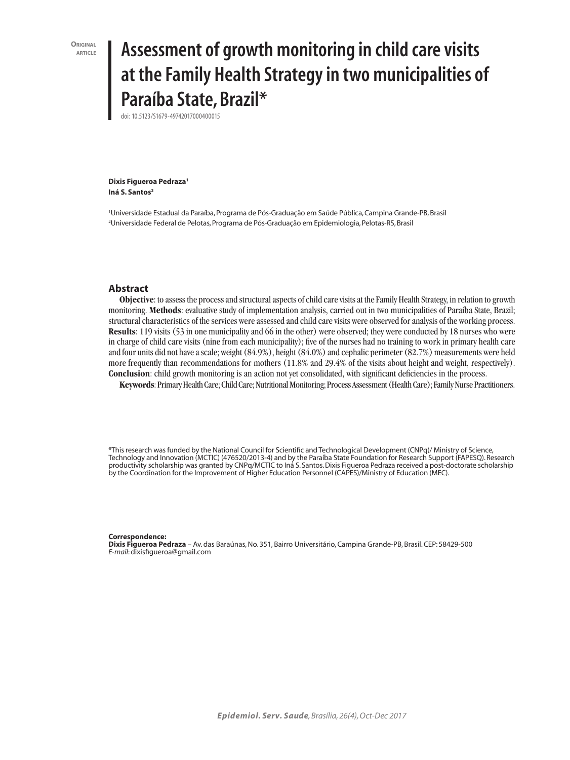Original article

# Assessment of growth monitoring in child care visits at the Family Health Strategy in two municipalities of Paraíba State, Brazil*

doi: 10.5123/S1679-49742017000400015

**Dixis Figueroa Pedraza**[1]
**Iná S. Santos**[2]

[1]Universidade Estadual da Paraíba, Programa de Pós-Graduação em Saúde Pública, Campina Grande-PB, Brasil
[2]Universidade Federal de Pelotas, Programa de Pós-Graduação em Epidemiologia, Pelotas-RS, Brasil

## Abstract

**Objective**: to assess the process and structural aspects of child care visits at the Family Health Strategy, in relation to growth monitoring. **Methods**: evaluative study of implementation analysis, carried out in two municipalities of Paraíba State, Brazil; structural characteristics of the services were assessed and child care visits were observed for analysis of the working process. **Results**: 119 visits (53 in one municipality and 66 in the other) were observed; they were conducted by 18 nurses who were in charge of child care visits (nine from each municipality); five of the nurses had no training to work in primary health care and four units did not have a scale; weight (84.9%), height (84.0%) and cephalic perimeter (82.7%) measurements were held more frequently than recommendations for mothers (11.8% and 29.4% of the visits about height and weight, respectively). **Conclusion**: child growth monitoring is an action not yet consolidated, with significant deficiencies in the process.

**Keywords**: Primary Health Care; Child Care; Nutritional Monitoring; Process Assessment (Health Care); Family Nurse Practitioners.

*This research was funded by the National Council for Scientific and Technological Development (CNPq)/ Ministry of Science, Technology and Innovation (MCTIC) (476520/2013-4) and by the Paraíba State Foundation for Research Support (FAPESQ). Research productivity scholarship was granted by CNPq/MCTIC to Iná S. Santos. Dixis Figueroa Pedraza received a post-doctorate scholarship by the Coordination for the Improvement of Higher Education Personnel (CAPES)/Ministry of Education (MEC).

**Correspondence:**
**Dixis Figueroa Pedraza** – Av. das Baraúnas, No. 351, Bairro Universitário, Campina Grande-PB, Brasil. CEP: 58429-500
*E-mail*: dixisfigueroa@gmail.com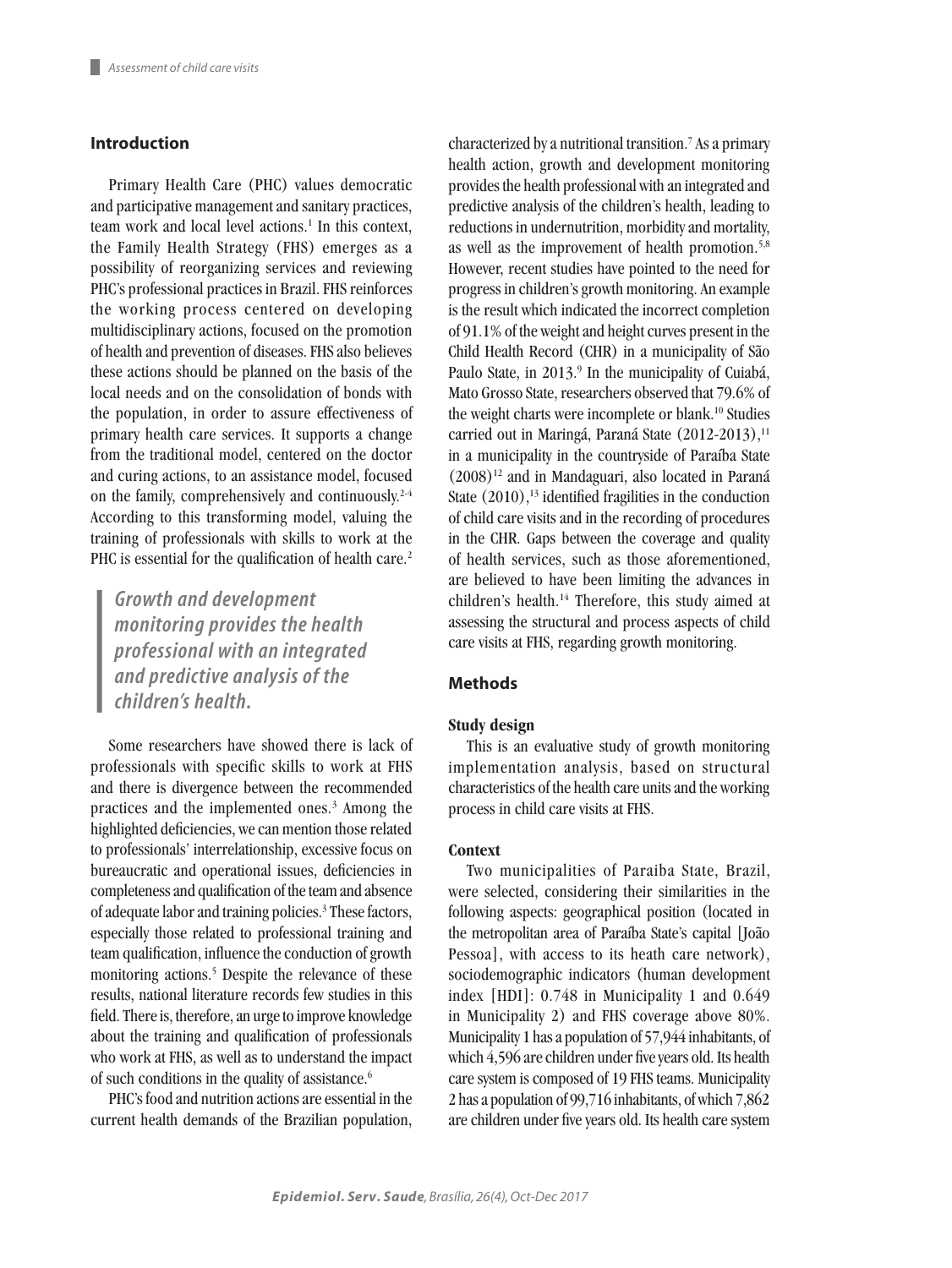## Introduction

Primary Health Care (PHC) values democratic and participative management and sanitary practices, team work and local level actions.[1] In this context, the Family Health Strategy (FHS) emerges as a possibility of reorganizing services and reviewing PHC's professional practices in Brazil. FHS reinforces the working process centered on developing multidisciplinary actions, focused on the promotion of health and prevention of diseases. FHS also believes these actions should be planned on the basis of the local needs and on the consolidation of bonds with the population, in order to assure effectiveness of primary health care services. It supports a change from the traditional model, centered on the doctor and curing actions, to an assistance model, focused on the family, comprehensively and continuously.[2-4] According to this transforming model, valuing the training of professionals with skills to work at the PHC is essential for the qualification of health care.[2]

> ***Growth and development monitoring provides the health professional with an integrated and predictive analysis of the children's health.***

Some researchers have showed there is lack of professionals with specific skills to work at FHS and there is divergence between the recommended practices and the implemented ones.[3] Among the highlighted deficiencies, we can mention those related to professionals' interrelationship, excessive focus on bureaucratic and operational issues, deficiencies in completeness and qualification of the team and absence of adequate labor and training policies.[3] These factors, especially those related to professional training and team qualification, influence the conduction of growth monitoring actions.[5] Despite the relevance of these results, national literature records few studies in this field. There is, therefore, an urge to improve knowledge about the training and qualification of professionals who work at FHS, as well as to understand the impact of such conditions in the quality of assistance.[6]

PHC's food and nutrition actions are essential in the current health demands of the Brazilian population, characterized by a nutritional transition.[7] As a primary health action, growth and development monitoring provides the health professional with an integrated and predictive analysis of the children's health, leading to reductions in undernutrition, morbidity and mortality, as well as the improvement of health promotion.[5,8] However, recent studies have pointed to the need for progress in children's growth monitoring. An example is the result which indicated the incorrect completion of 91.1% of the weight and height curves present in the Child Health Record (CHR) in a municipality of São Paulo State, in 2013.[9] In the municipality of Cuiabá, Mato Grosso State, researchers observed that 79.6% of the weight charts were incomplete or blank.[10] Studies carried out in Maringá, Paraná State (2012-2013),[11] in a municipality in the countryside of Paraíba State (2008)[12] and in Mandaguari, also located in Paraná State (2010),[13] identified fragilities in the conduction of child care visits and in the recording of procedures in the CHR. Gaps between the coverage and quality of health services, such as those aforementioned, are believed to have been limiting the advances in children's health.[14] Therefore, this study aimed at assessing the structural and process aspects of child care visits at FHS, regarding growth monitoring.

## Methods

### Study design

This is an evaluative study of growth monitoring implementation analysis, based on structural characteristics of the health care units and the working process in child care visits at FHS.

### Context

Two municipalities of Paraiba State, Brazil, were selected, considering their similarities in the following aspects: geographical position (located in the metropolitan area of Paraíba State's capital [João Pessoa], with access to its heath care network), sociodemographic indicators (human development index [HDI]: 0.748 in Municipality 1 and 0.649 in Municipality 2) and FHS coverage above 80%. Municipality 1 has a population of 57,944 inhabitants, of which 4,596 are children under five years old. Its health care system is composed of 19 FHS teams. Municipality 2 has a population of 99,716 inhabitants, of which 7,862 are children under five years old. Its health care system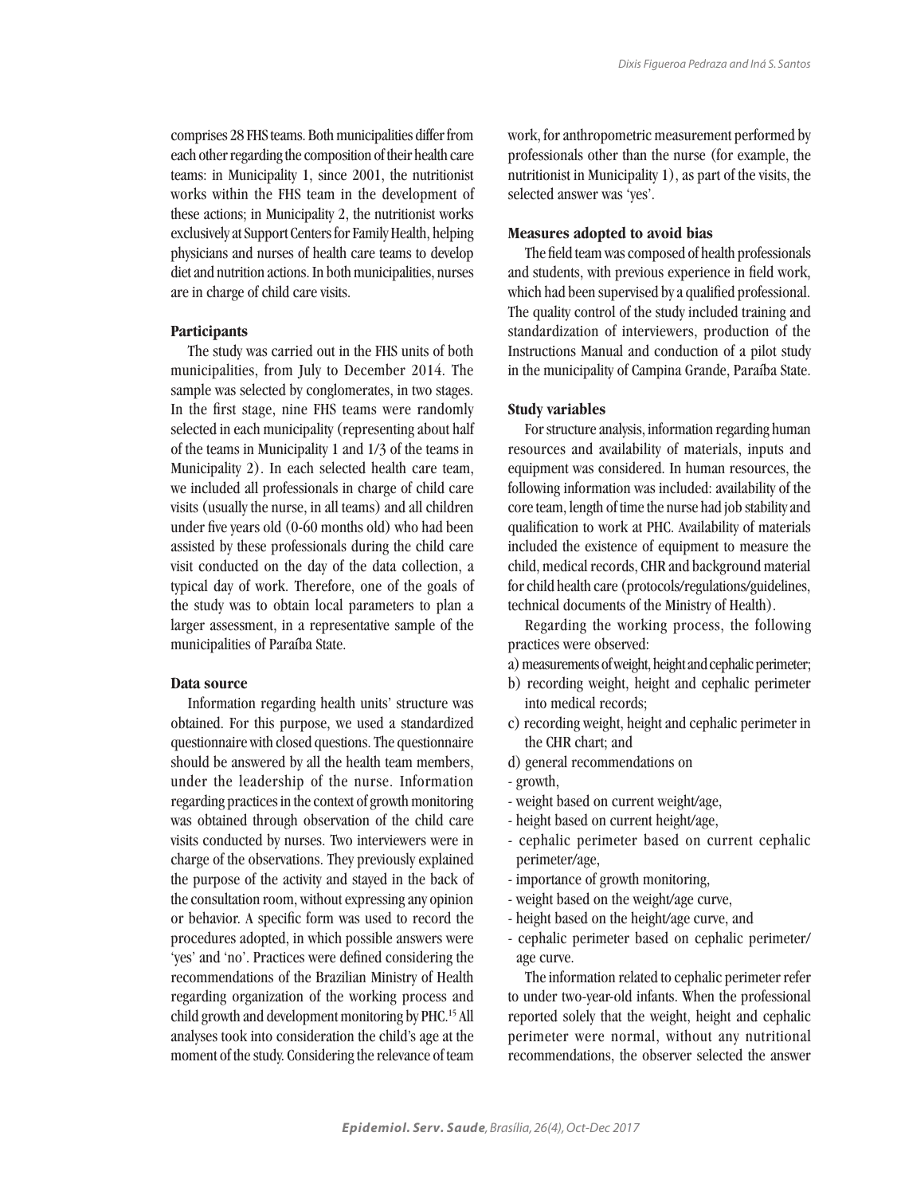comprises 28 FHS teams. Both municipalities differ from each other regarding the composition of their health care teams: in Municipality 1, since 2001, the nutritionist works within the FHS team in the development of these actions; in Municipality 2, the nutritionist works exclusively at Support Centers for Family Health, helping physicians and nurses of health care teams to develop diet and nutrition actions. In both municipalities, nurses are in charge of child care visits.

**Participants**

The study was carried out in the FHS units of both municipalities, from July to December 2014. The sample was selected by conglomerates, in two stages. In the first stage, nine FHS teams were randomly selected in each municipality (representing about half of the teams in Municipality 1 and 1/3 of the teams in Municipality 2). In each selected health care team, we included all professionals in charge of child care visits (usually the nurse, in all teams) and all children under five years old (0-60 months old) who had been assisted by these professionals during the child care visit conducted on the day of the data collection, a typical day of work. Therefore, one of the goals of the study was to obtain local parameters to plan a larger assessment, in a representative sample of the municipalities of Paraíba State.

**Data source**

Information regarding health units' structure was obtained. For this purpose, we used a standardized questionnaire with closed questions. The questionnaire should be answered by all the health team members, under the leadership of the nurse. Information regarding practices in the context of growth monitoring was obtained through observation of the child care visits conducted by nurses. Two interviewers were in charge of the observations. They previously explained the purpose of the activity and stayed in the back of the consultation room, without expressing any opinion or behavior. A specific form was used to record the procedures adopted, in which possible answers were 'yes' and 'no'. Practices were defined considering the recommendations of the Brazilian Ministry of Health regarding organization of the working process and child growth and development monitoring by PHC.[15] All analyses took into consideration the child's age at the moment of the study. Considering the relevance of team work, for anthropometric measurement performed by professionals other than the nurse (for example, the nutritionist in Municipality 1), as part of the visits, the selected answer was 'yes'.

**Measures adopted to avoid bias**

The field team was composed of health professionals and students, with previous experience in field work, which had been supervised by a qualified professional. The quality control of the study included training and standardization of interviewers, production of the Instructions Manual and conduction of a pilot study in the municipality of Campina Grande, Paraíba State.

**Study variables**

For structure analysis, information regarding human resources and availability of materials, inputs and equipment was considered. In human resources, the following information was included: availability of the core team, length of time the nurse had job stability and qualification to work at PHC. Availability of materials included the existence of equipment to measure the child, medical records, CHR and background material for child health care (protocols/regulations/guidelines, technical documents of the Ministry of Health).

Regarding the working process, the following practices were observed:

a) measurements of weight, height and cephalic perimeter;
b) recording weight, height and cephalic perimeter into medical records;
c) recording weight, height and cephalic perimeter in the CHR chart; and
d) general recommendations on
- growth,
- weight based on current weight/age,
- height based on current height/age,
- cephalic perimeter based on current cephalic perimeter/age,
- importance of growth monitoring,
- weight based on the weight/age curve,
- height based on the height/age curve, and
- cephalic perimeter based on cephalic perimeter/age curve.

The information related to cephalic perimeter refer to under two-year-old infants. When the professional reported solely that the weight, height and cephalic perimeter were normal, without any nutritional recommendations, the observer selected the answer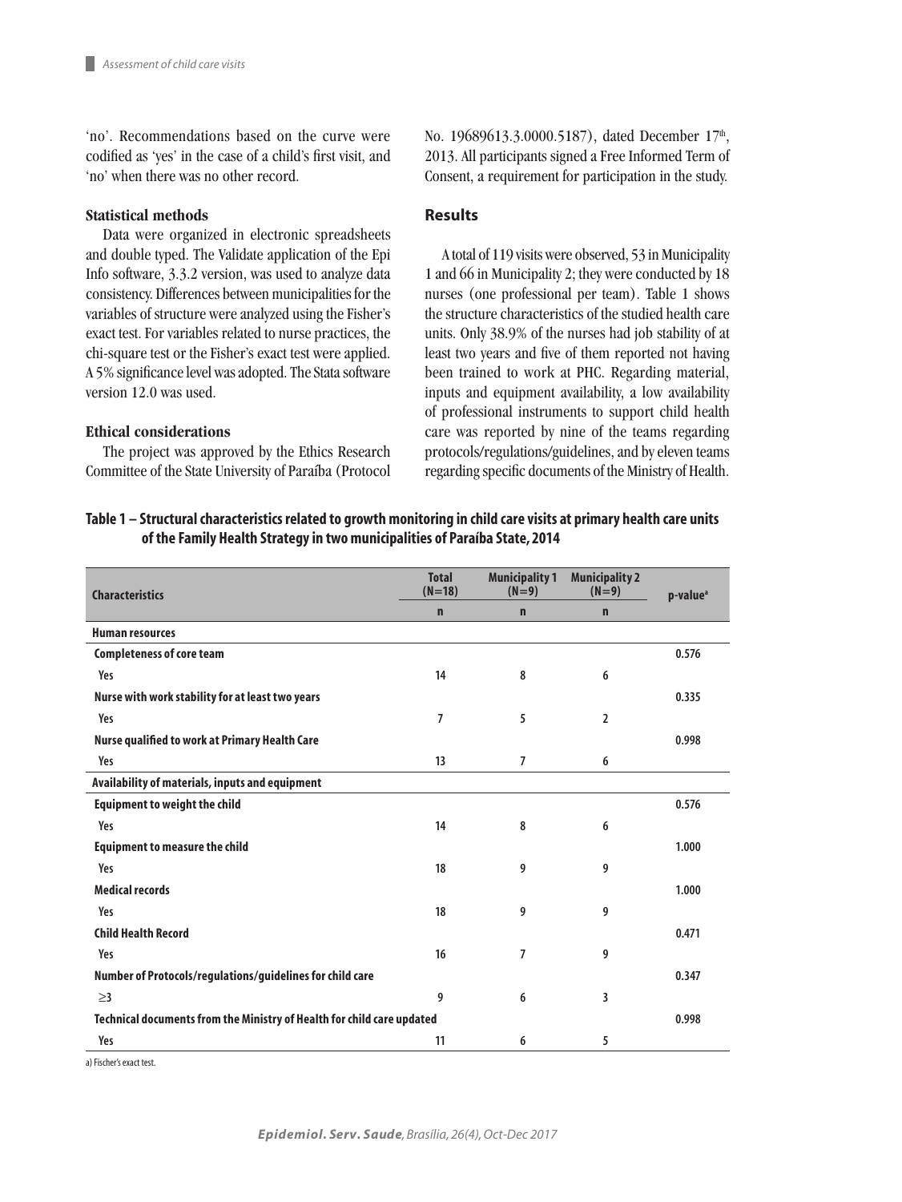'no'. Recommendations based on the curve were codified as 'yes' in the case of a child's first visit, and 'no' when there was no other record.

### Statistical methods

Data were organized in electronic spreadsheets and double typed. The Validate application of the Epi Info software, 3.3.2 version, was used to analyze data consistency. Differences between municipalities for the variables of structure were analyzed using the Fisher's exact test. For variables related to nurse practices, the chi-square test or the Fisher's exact test were applied. A 5% significance level was adopted. The Stata software version 12.0 was used.

### Ethical considerations

The project was approved by the Ethics Research Committee of the State University of Paraíba (Protocol No. 19689613.3.0000.5187), dated December 17th, 2013. All participants signed a Free Informed Term of Consent, a requirement for participation in the study.

## Results

A total of 119 visits were observed, 53 in Municipality 1 and 66 in Municipality 2; they were conducted by 18 nurses (one professional per team). Table 1 shows the structure characteristics of the studied health care units. Only 38.9% of the nurses had job stability of at least two years and five of them reported not having been trained to work at PHC. Regarding material, inputs and equipment availability, a low availability of professional instruments to support child health care was reported by nine of the teams regarding protocols/regulations/guidelines, and by eleven teams regarding specific documents of the Ministry of Health.

**Table 1 – Structural characteristics related to growth monitoring in child care visits at primary health care units of the Family Health Strategy in two municipalities of Paraíba State, 2014**

| Characteristics | Total (N=18) | Municipality 1 (N=9) | Municipality 2 (N=9) | p-value[a] |
|---|---|---|---|---|
| | n | n | n | |
| **Human resources** | | | | |
| **Completeness of core team** | | | | 0.576 |
| Yes | 14 | 8 | 6 | |
| **Nurse with work stability for at least two years** | | | | 0.335 |
| Yes | 7 | 5 | 2 | |
| **Nurse qualified to work at Primary Health Care** | | | | 0.998 |
| Yes | 13 | 7 | 6 | |
| **Availability of materials, inputs and equipment** | | | | |
| **Equipment to weight the child** | | | | 0.576 |
| Yes | 14 | 8 | 6 | |
| **Equipment to measure the child** | | | | 1.000 |
| Yes | 18 | 9 | 9 | |
| **Medical records** | | | | 1.000 |
| Yes | 18 | 9 | 9 | |
| **Child Health Record** | | | | 0.471 |
| Yes | 16 | 7 | 9 | |
| **Number of Protocols/regulations/guidelines for child care** | | | | 0.347 |
| ≥3 | 9 | 6 | 3 | |
| **Technical documents from the Ministry of Health for child care updated** | | | | 0.998 |
| Yes | 11 | 6 | 5 | |

a) Fischer's exact test.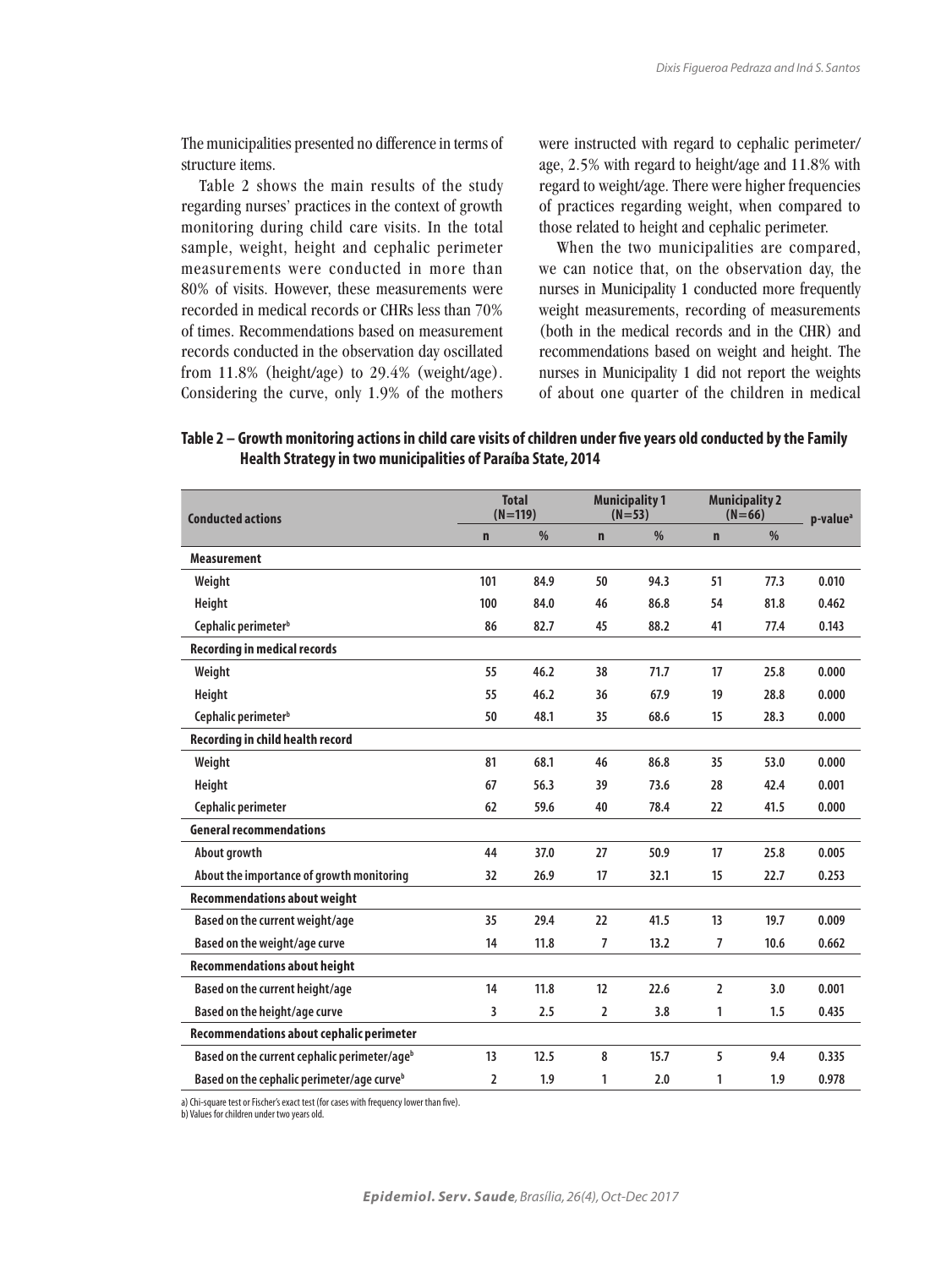The municipalities presented no difference in terms of structure items.

Table 2 shows the main results of the study regarding nurses' practices in the context of growth monitoring during child care visits. In the total sample, weight, height and cephalic perimeter measurements were conducted in more than 80% of visits. However, these measurements were recorded in medical records or CHRs less than 70% of times. Recommendations based on measurement records conducted in the observation day oscillated from 11.8% (height/age) to 29.4% (weight/age). Considering the curve, only 1.9% of the mothers were instructed with regard to cephalic perimeter/age, 2.5% with regard to height/age and 11.8% with regard to weight/age. There were higher frequencies of practices regarding weight, when compared to those related to height and cephalic perimeter.

When the two municipalities are compared, we can notice that, on the observation day, the nurses in Municipality 1 conducted more frequently weight measurements, recording of measurements (both in the medical records and in the CHR) and recommendations based on weight and height. The nurses in Municipality 1 did not report the weights of about one quarter of the children in medical

**Table 2 – Growth monitoring actions in child care visits of children under five years old conducted by the Family Health Strategy in two municipalities of Paraíba State, 2014**

| Conducted actions | Total (N=119) | | Municipality 1 (N=53) | | Municipality 2 (N=66) | | p-value[a] |
|---|---|---|---|---|---|---|---|
| | n | % | n | % | n | % | |
| **Measurement** | | | | | | | |
| Weight | 101 | 84.9 | 50 | 94.3 | 51 | 77.3 | 0.010 |
| Height | 100 | 84.0 | 46 | 86.8 | 54 | 81.8 | 0.462 |
| Cephalic perimeter[b] | 86 | 82.7 | 45 | 88.2 | 41 | 77.4 | 0.143 |
| **Recording in medical records** | | | | | | | |
| Weight | 55 | 46.2 | 38 | 71.7 | 17 | 25.8 | 0.000 |
| Height | 55 | 46.2 | 36 | 67.9 | 19 | 28.8 | 0.000 |
| Cephalic perimeter[b] | 50 | 48.1 | 35 | 68.6 | 15 | 28.3 | 0.000 |
| **Recording in child health record** | | | | | | | |
| Weight | 81 | 68.1 | 46 | 86.8 | 35 | 53.0 | 0.000 |
| Height | 67 | 56.3 | 39 | 73.6 | 28 | 42.4 | 0.001 |
| Cephalic perimeter | 62 | 59.6 | 40 | 78.4 | 22 | 41.5 | 0.000 |
| **General recommendations** | | | | | | | |
| About growth | 44 | 37.0 | 27 | 50.9 | 17 | 25.8 | 0.005 |
| About the importance of growth monitoring | 32 | 26.9 | 17 | 32.1 | 15 | 22.7 | 0.253 |
| **Recommendations about weight** | | | | | | | |
| Based on the current weight/age | 35 | 29.4 | 22 | 41.5 | 13 | 19.7 | 0.009 |
| Based on the weight/age curve | 14 | 11.8 | 7 | 13.2 | 7 | 10.6 | 0.662 |
| **Recommendations about height** | | | | | | | |
| Based on the current height/age | 14 | 11.8 | 12 | 22.6 | 2 | 3.0 | 0.001 |
| Based on the height/age curve | 3 | 2.5 | 2 | 3.8 | 1 | 1.5 | 0.435 |
| **Recommendations about cephalic perimeter** | | | | | | | |
| Based on the current cephalic perimeter/age[b] | 13 | 12.5 | 8 | 15.7 | 5 | 9.4 | 0.335 |
| Based on the cephalic perimeter/age curve[b] | 2 | 1.9 | 1 | 2.0 | 1 | 1.9 | 0.978 |

a) Chi-square test or Fischer's exact test (for cases with frequency lower than five).
b) Values for children under two years old.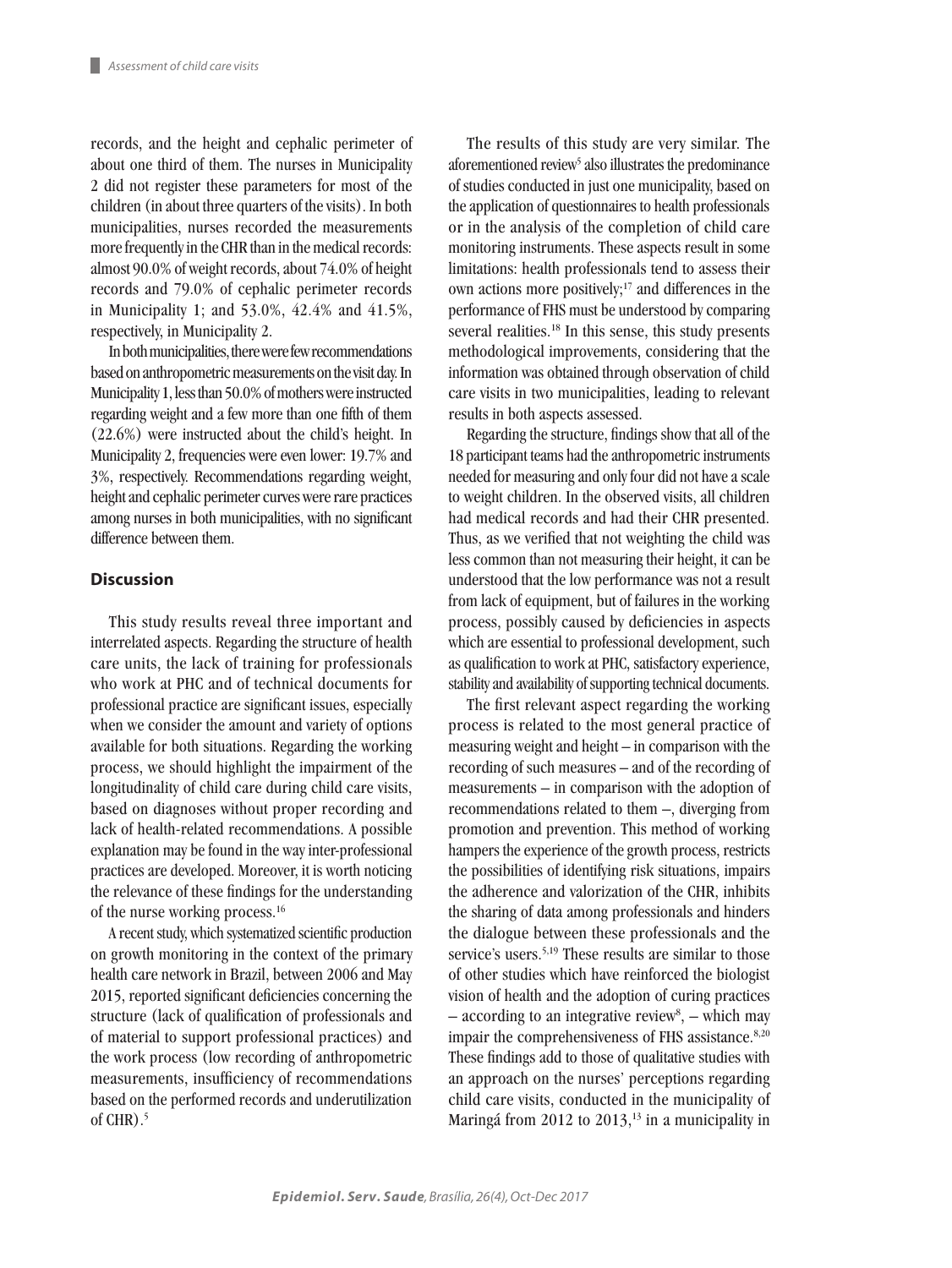records, and the height and cephalic perimeter of about one third of them. The nurses in Municipality 2 did not register these parameters for most of the children (in about three quarters of the visits). In both municipalities, nurses recorded the measurements more frequently in the CHR than in the medical records: almost 90.0% of weight records, about 74.0% of height records and 79.0% of cephalic perimeter records in Municipality 1; and 53.0%, 42.4% and 41.5%, respectively, in Municipality 2.

In both municipalities, there were few recommendations based on anthropometric measurements on the visit day. In Municipality 1, less than 50.0% of mothers were instructed regarding weight and a few more than one fifth of them (22.6%) were instructed about the child's height. In Municipality 2, frequencies were even lower: 19.7% and 3%, respectively. Recommendations regarding weight, height and cephalic perimeter curves were rare practices among nurses in both municipalities, with no significant difference between them.

## Discussion

This study results reveal three important and interrelated aspects. Regarding the structure of health care units, the lack of training for professionals who work at PHC and of technical documents for professional practice are significant issues, especially when we consider the amount and variety of options available for both situations. Regarding the working process, we should highlight the impairment of the longitudinality of child care during child care visits, based on diagnoses without proper recording and lack of health-related recommendations. A possible explanation may be found in the way inter-professional practices are developed. Moreover, it is worth noticing the relevance of these findings for the understanding of the nurse working process.[16]

A recent study, which systematized scientific production on growth monitoring in the context of the primary health care network in Brazil, between 2006 and May 2015, reported significant deficiencies concerning the structure (lack of qualification of professionals and of material to support professional practices) and the work process (low recording of anthropometric measurements, insufficiency of recommendations based on the performed records and underutilization of CHR).[5]

The results of this study are very similar. The aforementioned review[5] also illustrates the predominance of studies conducted in just one municipality, based on the application of questionnaires to health professionals or in the analysis of the completion of child care monitoring instruments. These aspects result in some limitations: health professionals tend to assess their own actions more positively;[17] and differences in the performance of FHS must be understood by comparing several realities.[18] In this sense, this study presents methodological improvements, considering that the information was obtained through observation of child care visits in two municipalities, leading to relevant results in both aspects assessed.

Regarding the structure, findings show that all of the 18 participant teams had the anthropometric instruments needed for measuring and only four did not have a scale to weight children. In the observed visits, all children had medical records and had their CHR presented. Thus, as we verified that not weighting the child was less common than not measuring their height, it can be understood that the low performance was not a result from lack of equipment, but of failures in the working process, possibly caused by deficiencies in aspects which are essential to professional development, such as qualification to work at PHC, satisfactory experience, stability and availability of supporting technical documents.

The first relevant aspect regarding the working process is related to the most general practice of measuring weight and height – in comparison with the recording of such measures – and of the recording of measurements – in comparison with the adoption of recommendations related to them –, diverging from promotion and prevention. This method of working hampers the experience of the growth process, restricts the possibilities of identifying risk situations, impairs the adherence and valorization of the CHR, inhibits the sharing of data among professionals and hinders the dialogue between these professionals and the service's users.[5,19] These results are similar to those of other studies which have reinforced the biologist vision of health and the adoption of curing practices – according to an integrative review[8], – which may impair the comprehensiveness of FHS assistance.[8,20] These findings add to those of qualitative studies with an approach on the nurses' perceptions regarding child care visits, conducted in the municipality of Maringá from 2012 to 2013,[13] in a municipality in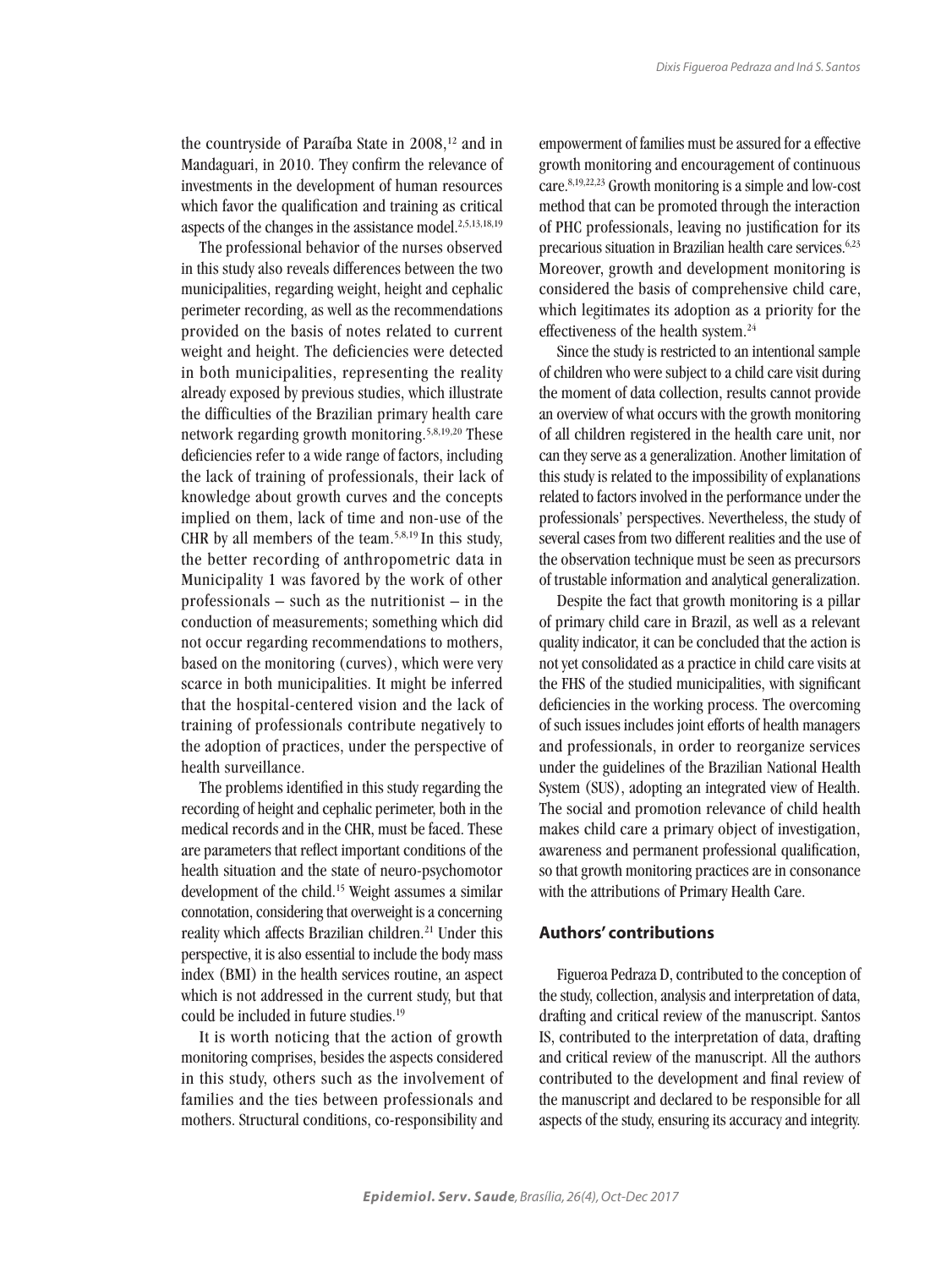the countryside of Paraíba State in 2008,[12] and in Mandaguari, in 2010. They confirm the relevance of investments in the development of human resources which favor the qualification and training as critical aspects of the changes in the assistance model.[2,5,13,18,19]

The professional behavior of the nurses observed in this study also reveals differences between the two municipalities, regarding weight, height and cephalic perimeter recording, as well as the recommendations provided on the basis of notes related to current weight and height. The deficiencies were detected in both municipalities, representing the reality already exposed by previous studies, which illustrate the difficulties of the Brazilian primary health care network regarding growth monitoring.[5,8,19,20] These deficiencies refer to a wide range of factors, including the lack of training of professionals, their lack of knowledge about growth curves and the concepts implied on them, lack of time and non-use of the CHR by all members of the team.[5,8,19] In this study, the better recording of anthropometric data in Municipality 1 was favored by the work of other professionals – such as the nutritionist – in the conduction of measurements; something which did not occur regarding recommendations to mothers, based on the monitoring (curves), which were very scarce in both municipalities. It might be inferred that the hospital-centered vision and the lack of training of professionals contribute negatively to the adoption of practices, under the perspective of health surveillance.

The problems identified in this study regarding the recording of height and cephalic perimeter, both in the medical records and in the CHR, must be faced. These are parameters that reflect important conditions of the health situation and the state of neuro-psychomotor development of the child.[15] Weight assumes a similar connotation, considering that overweight is a concerning reality which affects Brazilian children.[21] Under this perspective, it is also essential to include the body mass index (BMI) in the health services routine, an aspect which is not addressed in the current study, but that could be included in future studies.[19]

It is worth noticing that the action of growth monitoring comprises, besides the aspects considered in this study, others such as the involvement of families and the ties between professionals and mothers. Structural conditions, co-responsibility and empowerment of families must be assured for a effective growth monitoring and encouragement of continuous care.[8,19,22,23] Growth monitoring is a simple and low-cost method that can be promoted through the interaction of PHC professionals, leaving no justification for its precarious situation in Brazilian health care services.[6,23] Moreover, growth and development monitoring is considered the basis of comprehensive child care, which legitimates its adoption as a priority for the effectiveness of the health system.[24]

Since the study is restricted to an intentional sample of children who were subject to a child care visit during the moment of data collection, results cannot provide an overview of what occurs with the growth monitoring of all children registered in the health care unit, nor can they serve as a generalization. Another limitation of this study is related to the impossibility of explanations related to factors involved in the performance under the professionals' perspectives. Nevertheless, the study of several cases from two different realities and the use of the observation technique must be seen as precursors of trustable information and analytical generalization.

Despite the fact that growth monitoring is a pillar of primary child care in Brazil, as well as a relevant quality indicator, it can be concluded that the action is not yet consolidated as a practice in child care visits at the FHS of the studied municipalities, with significant deficiencies in the working process. The overcoming of such issues includes joint efforts of health managers and professionals, in order to reorganize services under the guidelines of the Brazilian National Health System (SUS), adopting an integrated view of Health. The social and promotion relevance of child health makes child care a primary object of investigation, awareness and permanent professional qualification, so that growth monitoring practices are in consonance with the attributions of Primary Health Care.

## Authors' contributions

Figueroa Pedraza D, contributed to the conception of the study, collection, analysis and interpretation of data, drafting and critical review of the manuscript. Santos IS, contributed to the interpretation of data, drafting and critical review of the manuscript. All the authors contributed to the development and final review of the manuscript and declared to be responsible for all aspects of the study, ensuring its accuracy and integrity.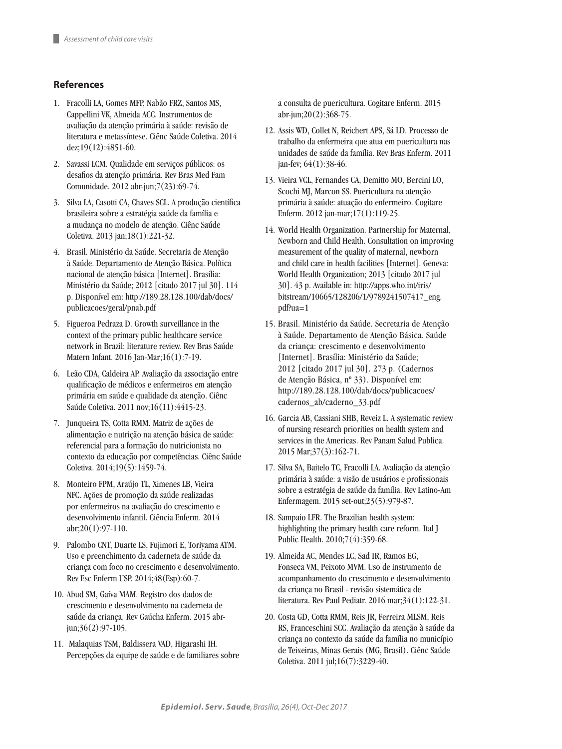## References

1. Fracolli LA, Gomes MFP, Nabão FRZ, Santos MS, Cappellini VK, Almeida ACC. Instrumentos de avaliação da atenção primária à saúde: revisão de literatura e metassíntese. Ciênc Saúde Coletiva. 2014 dez;19(12):4851-60.

2. Savassi LCM. Qualidade em serviços públicos: os desafios da atenção primária. Rev Bras Med Fam Comunidade. 2012 abr-jun;7(23):69-74.

3. Silva LA, Casotti CA, Chaves SCL. A produção científica brasileira sobre a estratégia saúde da família e a mudança no modelo de atenção. Ciênc Saúde Coletiva. 2013 jan;18(1):221-32.

4. Brasil. Ministério da Saúde. Secretaria de Atenção à Saúde. Departamento de Atenção Básica. Política nacional de atenção básica [Internet]. Brasília: Ministério da Saúde; 2012 [citado 2017 jul 30]. 114 p. Disponível em: http://189.28.128.100/dab/docs/publicacoes/geral/pnab.pdf

5. Figueroa Pedraza D. Growth surveillance in the context of the primary public healthcare service network in Brazil: literature review. Rev Bras Saúde Matern Infant. 2016 Jan-Mar;16(1):7-19.

6. Leão CDA, Caldeira AP. Avaliação da associação entre qualificação de médicos e enfermeiros em atenção primária em saúde e qualidade da atenção. Ciênc Saúde Coletiva. 2011 nov;16(11):4415-23.

7. Junqueira TS, Cotta RMM. Matriz de ações de alimentação e nutrição na atenção básica de saúde: referencial para a formação do nutricionista no contexto da educação por competências. Ciênc Saúde Coletiva. 2014;19(5):1459-74.

8. Monteiro FPM, Araújo TL, Ximenes LB, Vieira NFC. Ações de promoção da saúde realizadas por enfermeiros na avaliação do crescimento e desenvolvimento infantil. Ciência Enferm. 2014 abr;20(1):97-110.

9. Palombo CNT, Duarte LS, Fujimori E, Toriyama ATM. Uso e preenchimento da caderneta de saúde da criança com foco no crescimento e desenvolvimento. Rev Esc Enferm USP. 2014;48(Esp):60-7.

10. Abud SM, Gaíva MAM. Registro dos dados de crescimento e desenvolvimento na caderneta de saúde da criança. Rev Gaúcha Enferm. 2015 abr-jun;36(2):97-105.

11. Malaquias TSM, Baldissera VAD, Higarashi IH. Percepções da equipe de saúde e de familiares sobre a consulta de puericultura. Cogitare Enferm. 2015 abr-jun;20(2):368-75.

12. Assis WD, Collet N, Reichert APS, Sá LD. Processo de trabalho da enfermeira que atua em puericultura nas unidades de saúde da família. Rev Bras Enferm. 2011 jan-fev; 64(1):38-46.

13. Vieira VCL, Fernandes CA, Demitto MO, Bercini LO, Scochi MJ, Marcon SS. Puericultura na atenção primária à saúde: atuação do enfermeiro. Cogitare Enferm. 2012 jan-mar;17(1):119-25.

14. World Health Organization. Partnership for Maternal, Newborn and Child Health. Consultation on improving measurement of the quality of maternal, newborn and child care in health facilities [Internet]. Geneva: World Health Organization; 2013 [citado 2017 jul 30]. 43 p. Available in: http://apps.who.int/iris/bitstream/10665/128206/1/9789241507417_eng.pdf?ua=1

15. Brasil. Ministério da Saúde. Secretaria de Atenção à Saúde. Departamento de Atenção Básica. Saúde da criança: crescimento e desenvolvimento [Internet]. Brasília: Ministério da Saúde; 2012 [citado 2017 jul 30]. 273 p. (Cadernos de Atenção Básica, nº 33). Disponível em: http://189.28.128.100/dab/docs/publicacoes/cadernos_ab/caderno_33.pdf

16. Garcia AB, Cassiani SHB, Reveiz L. A systematic review of nursing research priorities on health system and services in the Americas. Rev Panam Salud Publica. 2015 Mar;37(3):162-71.

17. Silva SA, Baitelo TC, Fracolli LA. Avaliação da atenção primária à saúde: a visão de usuários e profissionais sobre a estratégia de saúde da família. Rev Latino-Am Enfermagem. 2015 set-out;23(5):979-87.

18. Sampaio LFR. The Brazilian health system: highlighting the primary health care reform. Ital J Public Health. 2010;7(4):359-68.

19. Almeida AC, Mendes LC, Sad IR, Ramos EG, Fonseca VM, Peixoto MVM. Uso de instrumento de acompanhamento do crescimento e desenvolvimento da criança no Brasil - revisão sistemática de literatura. Rev Paul Pediatr. 2016 mar;34(1):122-31.

20. Costa GD, Cotta RMM, Reis JR, Ferreira MLSM, Reis RS, Franceschini SCC. Avaliação da atenção à saúde da criança no contexto da saúde da família no município de Teixeiras, Minas Gerais (MG, Brasil). Ciênc Saúde Coletiva. 2011 jul;16(7):3229-40.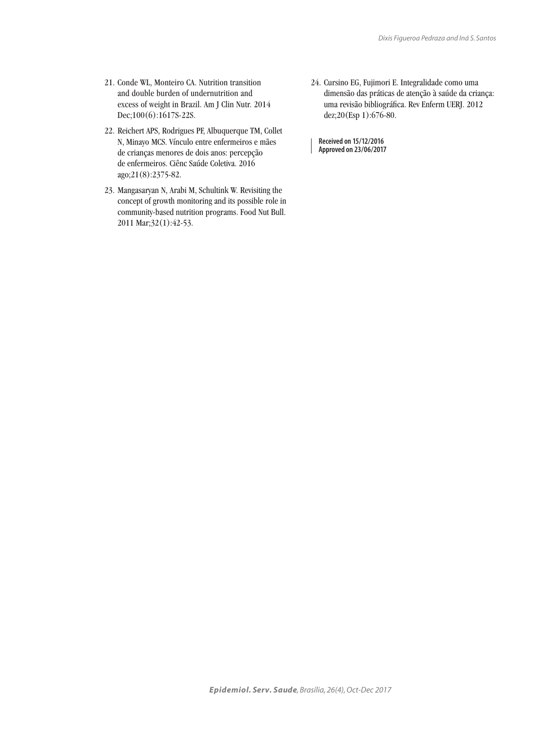21. Conde WL, Monteiro CA. Nutrition transition and double burden of undernutrition and excess of weight in Brazil. Am J Clin Nutr. 2014 Dec;100(6):1617S-22S.

22. Reichert APS, Rodrigues PF, Albuquerque TM, Collet N, Minayo MCS. Vínculo entre enfermeiros e mães de crianças menores de dois anos: percepção de enfermeiros. Ciênc Saúde Coletiva. 2016 ago;21(8):2375-82.

23. Mangasaryan N, Arabi M, Schultink W. Revisiting the concept of growth monitoring and its possible role in community-based nutrition programs. Food Nut Bull. 2011 Mar;32(1):42-53.

24. Cursino EG, Fujimori E. Integralidade como uma dimensão das práticas de atenção à saúde da criança: uma revisão bibliográfica. Rev Enferm UERJ. 2012 dez;20(Esp 1):676-80.

**Received on 15/12/2016**
**Approved on 23/06/2017**